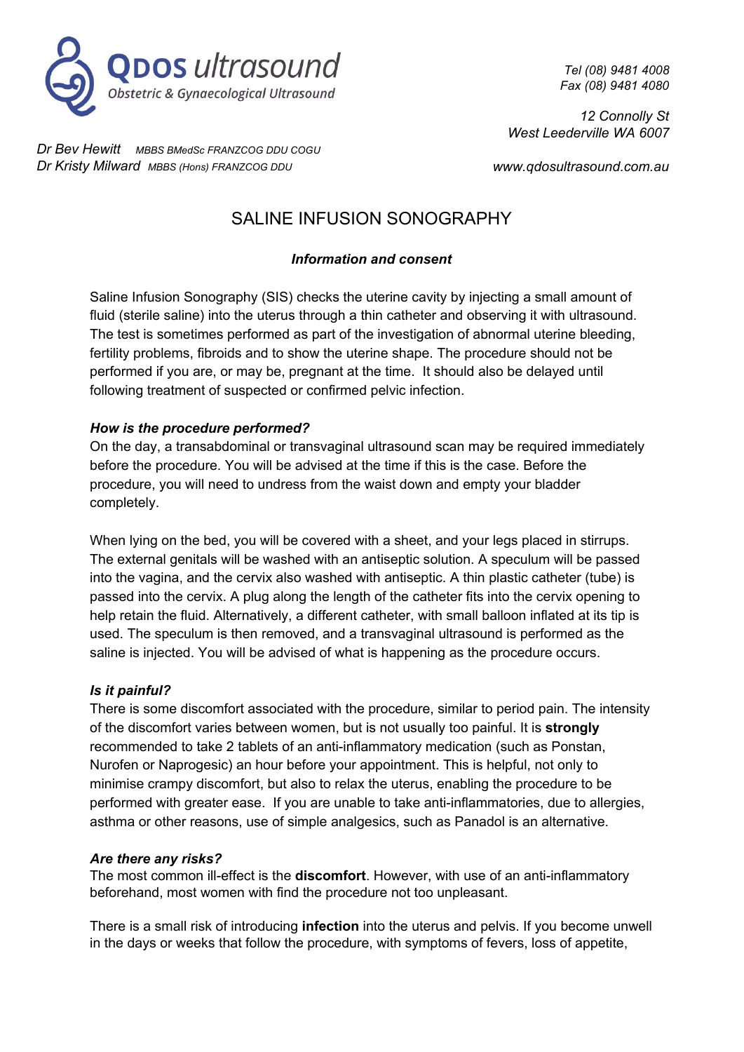**QDOS ultrasound**
*Obstetric & Gynaecological Ultrasound*

*Tel (08) 9481 4008*
*Fax (08) 9481 4080*

*12 Connolly St*
*West Leederville WA 6007*

*www.qdosultrasound.com.au*

*Dr Bev Hewitt* *MBBS BMedSc FRANZCOG DDU COGU*
*Dr Kristy Milward* *MBBS (Hons) FRANZCOG DDU*

# SALINE INFUSION SONOGRAPHY

***Information and consent***

Saline Infusion Sonography (SIS) checks the uterine cavity by injecting a small amount of fluid (sterile saline) into the uterus through a thin catheter and observing it with ultrasound. The test is sometimes performed as part of the investigation of abnormal uterine bleeding, fertility problems, fibroids and to show the uterine shape. The procedure should not be performed if you are, or may be, pregnant at the time. It should also be delayed until following treatment of suspected or confirmed pelvic infection.

***How is the procedure performed?***

On the day, a transabdominal or transvaginal ultrasound scan may be required immediately before the procedure. You will be advised at the time if this is the case. Before the procedure, you will need to undress from the waist down and empty your bladder completely.

When lying on the bed, you will be covered with a sheet, and your legs placed in stirrups. The external genitals will be washed with an antiseptic solution. A speculum will be passed into the vagina, and the cervix also washed with antiseptic. A thin plastic catheter (tube) is passed into the cervix. A plug along the length of the catheter fits into the cervix opening to help retain the fluid. Alternatively, a different catheter, with small balloon inflated at its tip is used. The speculum is then removed, and a transvaginal ultrasound is performed as the saline is injected. You will be advised of what is happening as the procedure occurs.

***Is it painful?***

There is some discomfort associated with the procedure, similar to period pain. The intensity of the discomfort varies between women, but is not usually too painful. It is **strongly** recommended to take 2 tablets of an anti-inflammatory medication (such as Ponstan, Nurofen or Naprogesic) an hour before your appointment. This is helpful, not only to minimise crampy discomfort, but also to relax the uterus, enabling the procedure to be performed with greater ease. If you are unable to take anti-inflammatories, due to allergies, asthma or other reasons, use of simple analgesics, such as Panadol is an alternative.

***Are there any risks?***

The most common ill-effect is the **discomfort**. However, with use of an anti-inflammatory beforehand, most women with find the procedure not too unpleasant.

There is a small risk of introducing **infection** into the uterus and pelvis. If you become unwell in the days or weeks that follow the procedure, with symptoms of fevers, loss of appetite,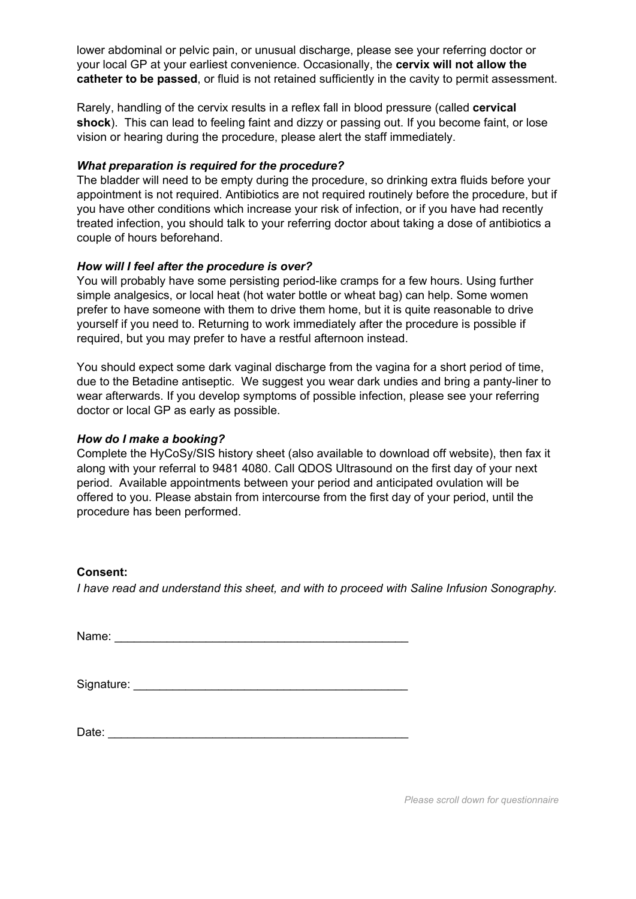lower abdominal or pelvic pain, or unusual discharge, please see your referring doctor or your local GP at your earliest convenience. Occasionally, the **cervix will not allow the catheter to be passed**, or fluid is not retained sufficiently in the cavity to permit assessment.

Rarely, handling of the cervix results in a reflex fall in blood pressure (called **cervical shock**). This can lead to feeling faint and dizzy or passing out. If you become faint, or lose vision or hearing during the procedure, please alert the staff immediately.

***What preparation is required for the procedure?***

The bladder will need to be empty during the procedure, so drinking extra fluids before your appointment is not required. Antibiotics are not required routinely before the procedure, but if you have other conditions which increase your risk of infection, or if you have had recently treated infection, you should talk to your referring doctor about taking a dose of antibiotics a couple of hours beforehand.

***How will I feel after the procedure is over?***

You will probably have some persisting period-like cramps for a few hours. Using further simple analgesics, or local heat (hot water bottle or wheat bag) can help. Some women prefer to have someone with them to drive them home, but it is quite reasonable to drive yourself if you need to. Returning to work immediately after the procedure is possible if required, but you may prefer to have a restful afternoon instead.

You should expect some dark vaginal discharge from the vagina for a short period of time, due to the Betadine antiseptic. We suggest you wear dark undies and bring a panty-liner to wear afterwards. If you develop symptoms of possible infection, please see your referring doctor or local GP as early as possible.

***How do I make a booking?***

Complete the HyCoSy/SIS history sheet (also available to download off website), then fax it along with your referral to 9481 4080. Call QDOS Ultrasound on the first day of your next period. Available appointments between your period and anticipated ovulation will be offered to you. Please abstain from intercourse from the first day of your period, until the procedure has been performed.

**Consent:**

*I have read and understand this sheet, and with to proceed with Saline Infusion Sonography.*

Name: ______________________________________________

Signature: ___________________________________________

Date: _______________________________________________

*Please scroll down for questionnaire*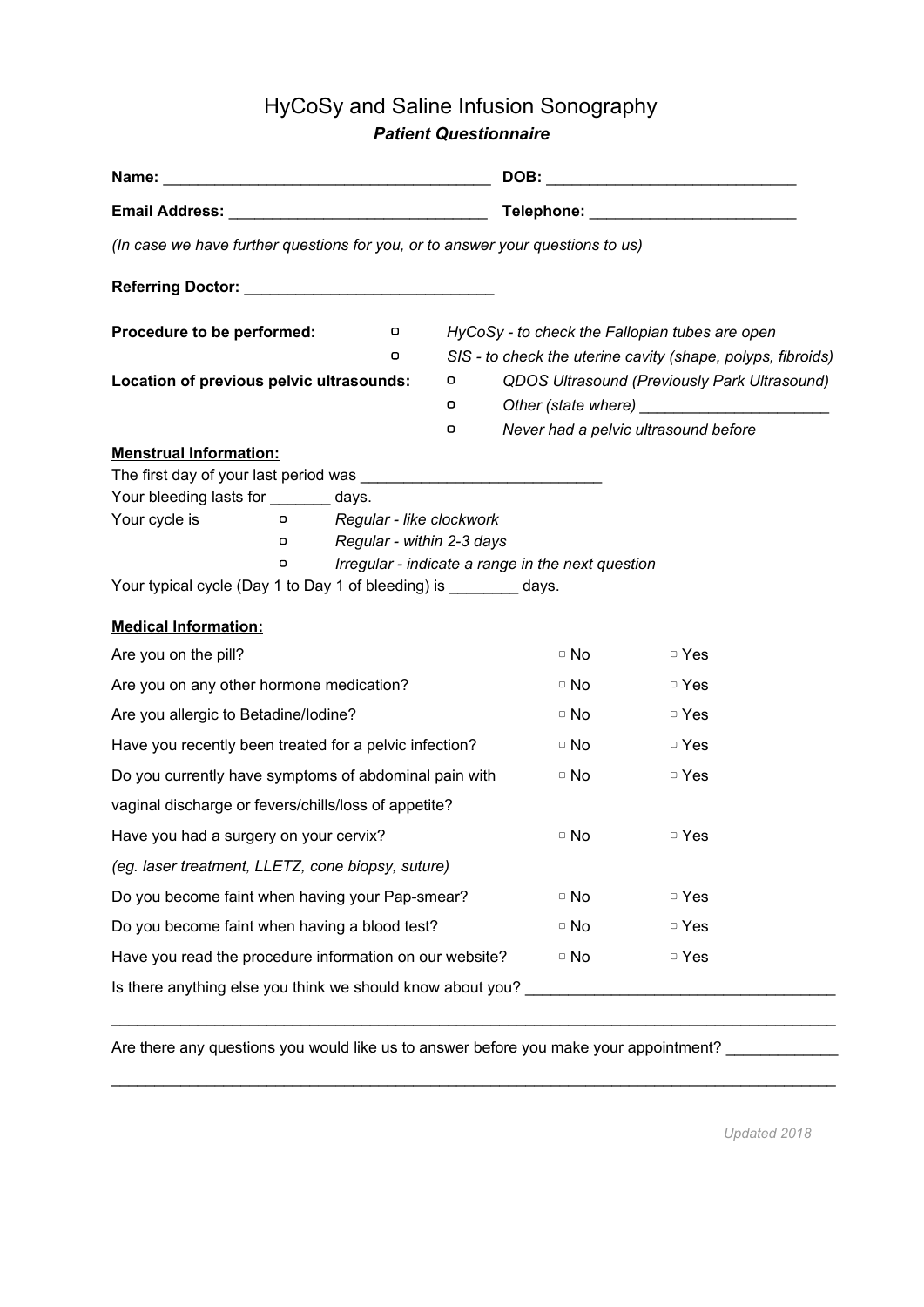# HyCoSy and Saline Infusion Sonography

***Patient Questionnaire***

**Name:** ______________________________________ **DOB:** ______________________________

**Email Address:** ______________________________ **Telephone:** ________________________

*(In case we have further questions for you, or to answer your questions to us)*

**Referring Doctor:** ______________________________

**Procedure to be performed:**

- ▫ *HyCoSy - to check the Fallopian tubes are open*
- ▫ *SIS - to check the uterine cavity (shape, polyps, fibroids)*

**Location of previous pelvic ultrasounds:**

- ▫ *QDOS Ultrasound (Previously Park Ultrasound)*
- ▫ *Other (state where)* ______________________
- ▫ *Never had a pelvic ultrasound before*

**Menstrual Information:**

The first day of your last period was ____________________________

Your bleeding lasts for _______ days.

Your cycle is

- ▫ *Regular - like clockwork*
- ▫ *Regular - within 2-3 days*
- ▫ *Irregular - indicate a range in the next question*

Your typical cycle (Day 1 to Day 1 of bleeding) is ________ days.

**Medical Information:**

| | | |
|---|---|---|
| Are you on the pill? | ▫ No | ▫ Yes |
| Are you on any other hormone medication? | ▫ No | ▫ Yes |
| Are you allergic to Betadine/Iodine? | ▫ No | ▫ Yes |
| Have you recently been treated for a pelvic infection? | ▫ No | ▫ Yes |
| Do you currently have symptoms of abdominal pain with vaginal discharge or fevers/chills/loss of appetite? | ▫ No | ▫ Yes |
| Have you had a surgery on your cervix? *(eg. laser treatment, LLETZ, cone biopsy, suture)* | ▫ No | ▫ Yes |
| Do you become faint when having your Pap-smear? | ▫ No | ▫ Yes |
| Do you become faint when having a blood test? | ▫ No | ▫ Yes |
| Have you read the procedure information on our website? | ▫ No | ▫ Yes |

Is there anything else you think we should know about you? ___________________________________

_____________________________________________________________________________________

Are there any questions you would like us to answer before you make your appointment? ____________

_____________________________________________________________________________________

*Updated 2018*